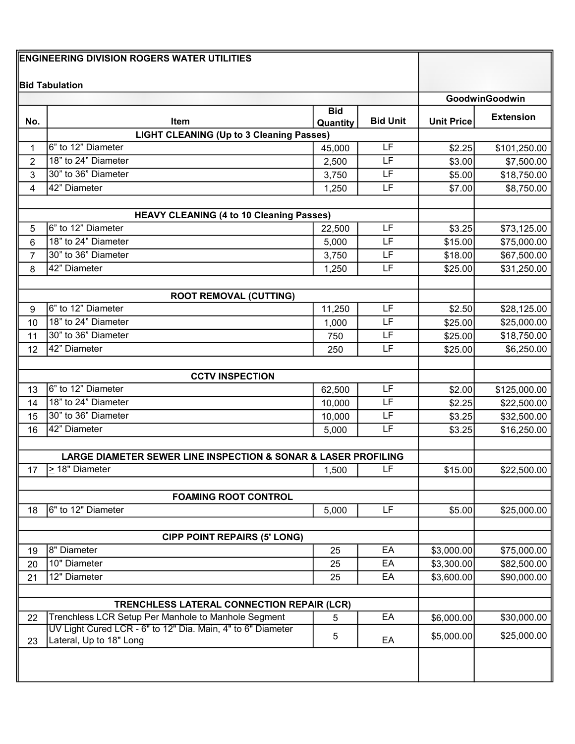**ENGINEERING DIVISION ROGERS WATER UTILITIES**

**Bid Tabulation**

| No. | Item | Bid Quantity | Bid Unit | GoodwinGoodwin Unit Price | GoodwinGoodwin Extension |
|---|---|---|---|---|---|
| | **LIGHT CLEANING (Up to 3 Cleaning Passes)** | | | | |
| 1 | 6" to 12" Diameter | 45,000 | LF | $2.25 | $101,250.00 |
| 2 | 18" to 24" Diameter | 2,500 | LF | $3.00 | $7,500.00 |
| 3 | 30" to 36" Diameter | 3,750 | LF | $5.00 | $18,750.00 |
| 4 | 42" Diameter | 1,250 | LF | $7.00 | $8,750.00 |
| | | | | | |
| | **HEAVY CLEANING (4 to 10 Cleaning Passes)** | | | | |
| 5 | 6" to 12" Diameter | 22,500 | LF | $3.25 | $73,125.00 |
| 6 | 18" to 24" Diameter | 5,000 | LF | $15.00 | $75,000.00 |
| 7 | 30" to 36" Diameter | 3,750 | LF | $18.00 | $67,500.00 |
| 8 | 42" Diameter | 1,250 | LF | $25.00 | $31,250.00 |
| | | | | | |
| | **ROOT REMOVAL (CUTTING)** | | | | |
| 9 | 6" to 12" Diameter | 11,250 | LF | $2.50 | $28,125.00 |
| 10 | 18" to 24" Diameter | 1,000 | LF | $25.00 | $25,000.00 |
| 11 | 30" to 36" Diameter | 750 | LF | $25.00 | $18,750.00 |
| 12 | 42" Diameter | 250 | LF | $25.00 | $6,250.00 |
| | | | | | |
| | **CCTV INSPECTION** | | | | |
| 13 | 6" to 12" Diameter | 62,500 | LF | $2.00 | $125,000.00 |
| 14 | 18" to 24" Diameter | 10,000 | LF | $2.25 | $22,500.00 |
| 15 | 30" to 36" Diameter | 10,000 | LF | $3.25 | $32,500.00 |
| 16 | 42" Diameter | 5,000 | LF | $3.25 | $16,250.00 |
| | | | | | |
| | **LARGE DIAMETER SEWER LINE INSPECTION & SONAR & LASER PROFILING** | | | | |
| 17 | ≥ 18" Diameter | 1,500 | LF | $15.00 | $22,500.00 |
| | | | | | |
| | **FOAMING ROOT CONTROL** | | | | |
| 18 | 6" to 12" Diameter | 5,000 | LF | $5.00 | $25,000.00 |
| | | | | | |
| | **CIPP POINT REPAIRS (5' LONG)** | | | | |
| 19 | 8" Diameter | 25 | EA | $3,000.00 | $75,000.00 |
| 20 | 10" Diameter | 25 | EA | $3,300.00 | $82,500.00 |
| 21 | 12" Diameter | 25 | EA | $3,600.00 | $90,000.00 |
| | | | | | |
| | **TRENCHLESS LATERAL CONNECTION REPAIR (LCR)** | | | | |
| 22 | Trenchless LCR Setup Per Manhole to Manhole Segment | 5 | EA | $6,000.00 | $30,000.00 |
| 23 | UV Light Cured LCR - 6" to 12" Dia. Main, 4" to 6" Diameter Lateral, Up to 18" Long | 5 | EA | $5,000.00 | $25,000.00 |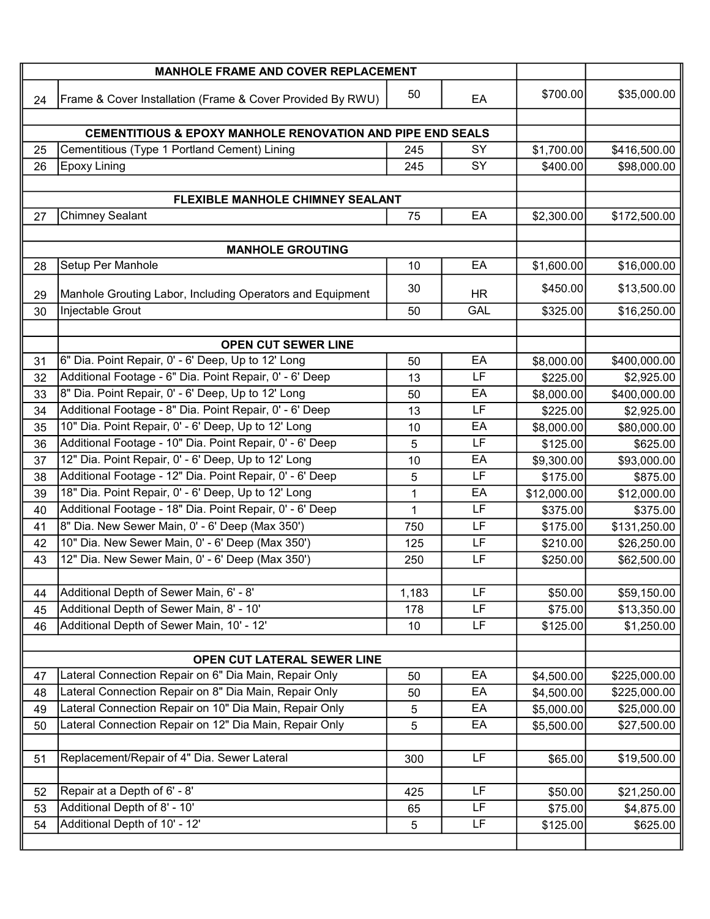| | | | | | |
|---|---|---|---|---|---|
| | **MANHOLE FRAME AND COVER REPLACEMENT** | | | | |
| 24 | Frame & Cover Installation (Frame & Cover Provided By RWU) | 50 | EA | $700.00 | $35,000.00 |
| | | | | | |
| | **CEMENTITIOUS & EPOXY MANHOLE RENOVATION AND PIPE END SEALS** | | | | |
| 25 | Cementitious (Type 1 Portland Cement) Lining | 245 | SY | $1,700.00 | $416,500.00 |
| 26 | Epoxy Lining | 245 | SY | $400.00 | $98,000.00 |
| | | | | | |
| | **FLEXIBLE MANHOLE CHIMNEY SEALANT** | | | | |
| 27 | Chimney Sealant | 75 | EA | $2,300.00 | $172,500.00 |
| | | | | | |
| | **MANHOLE GROUTING** | | | | |
| 28 | Setup Per Manhole | 10 | EA | $1,600.00 | $16,000.00 |
| 29 | Manhole Grouting Labor, Including Operators and Equipment | 30 | HR | $450.00 | $13,500.00 |
| 30 | Injectable Grout | 50 | GAL | $325.00 | $16,250.00 |
| | | | | | |
| | **OPEN CUT SEWER LINE** | | | | |
| 31 | 6" Dia. Point Repair, 0' - 6' Deep, Up to 12' Long | 50 | EA | $8,000.00 | $400,000.00 |
| 32 | Additional Footage - 6" Dia. Point Repair, 0' - 6' Deep | 13 | LF | $225.00 | $2,925.00 |
| 33 | 8" Dia. Point Repair, 0' - 6' Deep, Up to 12' Long | 50 | EA | $8,000.00 | $400,000.00 |
| 34 | Additional Footage - 8" Dia. Point Repair, 0' - 6' Deep | 13 | LF | $225.00 | $2,925.00 |
| 35 | 10" Dia. Point Repair, 0' - 6' Deep, Up to 12' Long | 10 | EA | $8,000.00 | $80,000.00 |
| 36 | Additional Footage - 10" Dia. Point Repair, 0' - 6' Deep | 5 | LF | $125.00 | $625.00 |
| 37 | 12" Dia. Point Repair, 0' - 6' Deep, Up to 12' Long | 10 | EA | $9,300.00 | $93,000.00 |
| 38 | Additional Footage - 12" Dia. Point Repair, 0' - 6' Deep | 5 | LF | $175.00 | $875.00 |
| 39 | 18" Dia. Point Repair, 0' - 6' Deep, Up to 12' Long | 1 | EA | $12,000.00 | $12,000.00 |
| 40 | Additional Footage - 18" Dia. Point Repair, 0' - 6' Deep | 1 | LF | $375.00 | $375.00 |
| 41 | 8" Dia. New Sewer Main, 0' - 6' Deep (Max 350') | 750 | LF | $175.00 | $131,250.00 |
| 42 | 10" Dia. New Sewer Main, 0' - 6' Deep (Max 350') | 125 | LF | $210.00 | $26,250.00 |
| 43 | 12" Dia. New Sewer Main, 0' - 6' Deep (Max 350') | 250 | LF | $250.00 | $62,500.00 |
| | | | | | |
| 44 | Additional Depth of Sewer Main, 6' - 8' | 1,183 | LF | $50.00 | $59,150.00 |
| 45 | Additional Depth of Sewer Main, 8' - 10' | 178 | LF | $75.00 | $13,350.00 |
| 46 | Additional Depth of Sewer Main, 10' - 12' | 10 | LF | $125.00 | $1,250.00 |
| | | | | | |
| | **OPEN CUT LATERAL SEWER LINE** | | | | |
| 47 | Lateral Connection Repair on 6" Dia Main, Repair Only | 50 | EA | $4,500.00 | $225,000.00 |
| 48 | Lateral Connection Repair on 8" Dia Main, Repair Only | 50 | EA | $4,500.00 | $225,000.00 |
| 49 | Lateral Connection Repair on 10" Dia Main, Repair Only | 5 | EA | $5,000.00 | $25,000.00 |
| 50 | Lateral Connection Repair on 12" Dia Main, Repair Only | 5 | EA | $5,500.00 | $27,500.00 |
| | | | | | |
| 51 | Replacement/Repair of 4" Dia. Sewer Lateral | 300 | LF | $65.00 | $19,500.00 |
| | | | | | |
| 52 | Repair at a Depth of 6' - 8' | 425 | LF | $50.00 | $21,250.00 |
| 53 | Additional Depth of 8' - 10' | 65 | LF | $75.00 | $4,875.00 |
| 54 | Additional Depth of 10' - 12' | 5 | LF | $125.00 | $625.00 |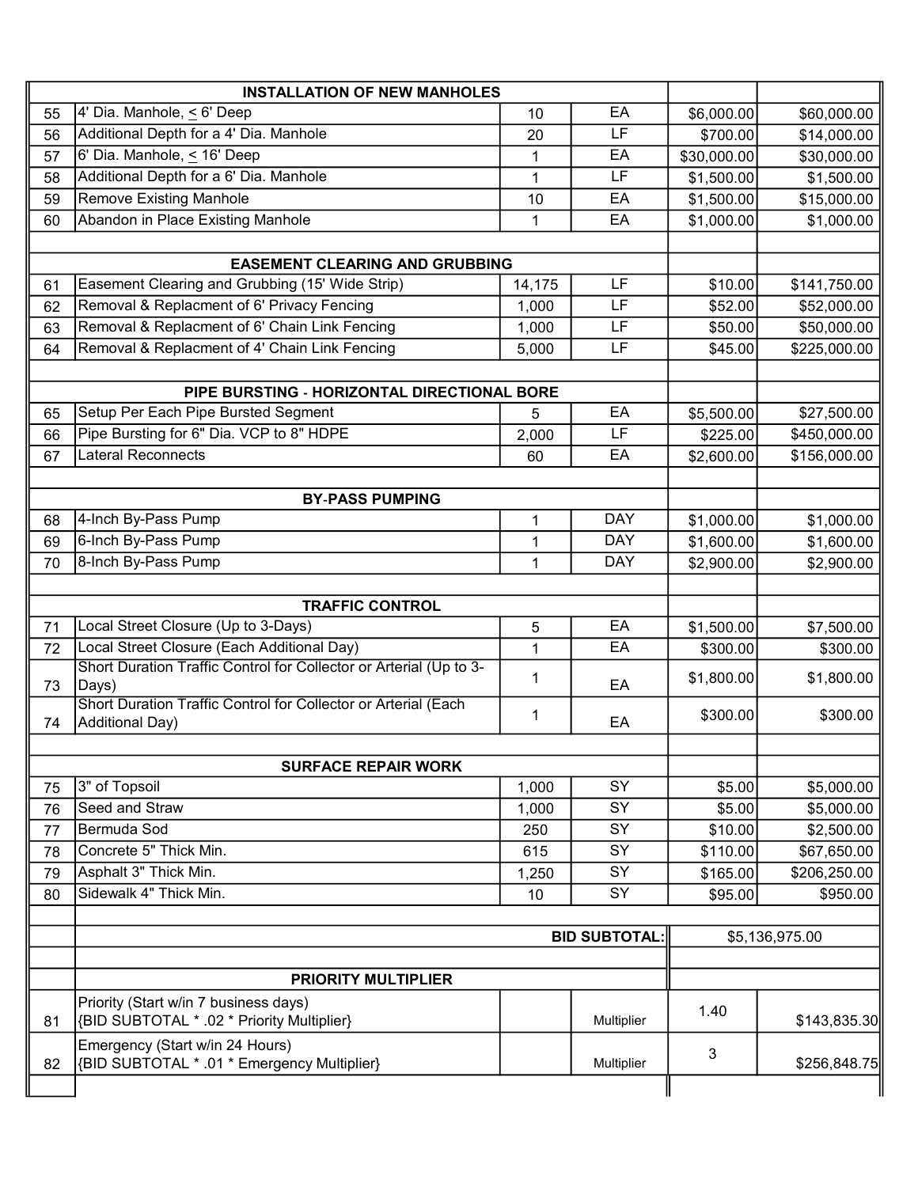| | | | | | |
|---|---|---|---|---|---|
| | **INSTALLATION OF NEW MANHOLES** | | | | |
| 55 | 4' Dia. Manhole, < 6' Deep | 10 | EA | $6,000.00 | $60,000.00 |
| 56 | Additional Depth for a 4' Dia. Manhole | 20 | LF | $700.00 | $14,000.00 |
| 57 | 6' Dia. Manhole, < 16' Deep | 1 | EA | $30,000.00 | $30,000.00 |
| 58 | Additional Depth for a 6' Dia. Manhole | 1 | LF | $1,500.00 | $1,500.00 |
| 59 | Remove Existing Manhole | 10 | EA | $1,500.00 | $15,000.00 |
| 60 | Abandon in Place Existing Manhole | 1 | EA | $1,000.00 | $1,000.00 |
| | | | | | |
| | **EASEMENT CLEARING AND GRUBBING** | | | | |
| 61 | Easement Clearing and Grubbing (15' Wide Strip) | 14,175 | LF | $10.00 | $141,750.00 |
| 62 | Removal & Replacment of 6' Privacy Fencing | 1,000 | LF | $52.00 | $52,000.00 |
| 63 | Removal & Replacment of 6' Chain Link Fencing | 1,000 | LF | $50.00 | $50,000.00 |
| 64 | Removal & Replacment of 4' Chain Link Fencing | 5,000 | LF | $45.00 | $225,000.00 |
| | | | | | |
| | **PIPE BURSTING - HORIZONTAL DIRECTIONAL BORE** | | | | |
| 65 | Setup Per Each Pipe Bursted Segment | 5 | EA | $5,500.00 | $27,500.00 |
| 66 | Pipe Bursting for 6" Dia. VCP to 8" HDPE | 2,000 | LF | $225.00 | $450,000.00 |
| 67 | Lateral Reconnects | 60 | EA | $2,600.00 | $156,000.00 |
| | | | | | |
| | **BY-PASS PUMPING** | | | | |
| 68 | 4-Inch By-Pass Pump | 1 | DAY | $1,000.00 | $1,000.00 |
| 69 | 6-Inch By-Pass Pump | 1 | DAY | $1,600.00 | $1,600.00 |
| 70 | 8-Inch By-Pass Pump | 1 | DAY | $2,900.00 | $2,900.00 |
| | | | | | |
| | **TRAFFIC CONTROL** | | | | |
| 71 | Local Street Closure (Up to 3-Days) | 5 | EA | $1,500.00 | $7,500.00 |
| 72 | Local Street Closure (Each Additional Day) | 1 | EA | $300.00 | $300.00 |
| 73 | Short Duration Traffic Control for Collector or Arterial (Up to 3-Days) | 1 | EA | $1,800.00 | $1,800.00 |
| 74 | Short Duration Traffic Control for Collector or Arterial (Each Additional Day) | 1 | EA | $300.00 | $300.00 |
| | | | | | |
| | **SURFACE REPAIR WORK** | | | | |
| 75 | 3" of Topsoil | 1,000 | SY | $5.00 | $5,000.00 |
| 76 | Seed and Straw | 1,000 | SY | $5.00 | $5,000.00 |
| 77 | Bermuda Sod | 250 | SY | $10.00 | $2,500.00 |
| 78 | Concrete 5" Thick Min. | 615 | SY | $110.00 | $67,650.00 |
| 79 | Asphalt 3" Thick Min. | 1,250 | SY | $165.00 | $206,250.00 |
| 80 | Sidewalk 4" Thick Min. | 10 | SY | $95.00 | $950.00 |
| | | | | | |
| | | | **BID SUBTOTAL:** | $5,136,975.00 | |
| | | | | | |
| | **PRIORITY MULTIPLIER** | | | | |
| 81 | Priority (Start w/in 7 business days) {BID SUBTOTAL * .02 * Priority Multiplier} | | Multiplier | 1.40 | $143,835.30 |
| 82 | Emergency (Start w/in 24 Hours) {BID SUBTOTAL * .01 * Emergency Multiplier} | | Multiplier | 3 | $256,848.75 |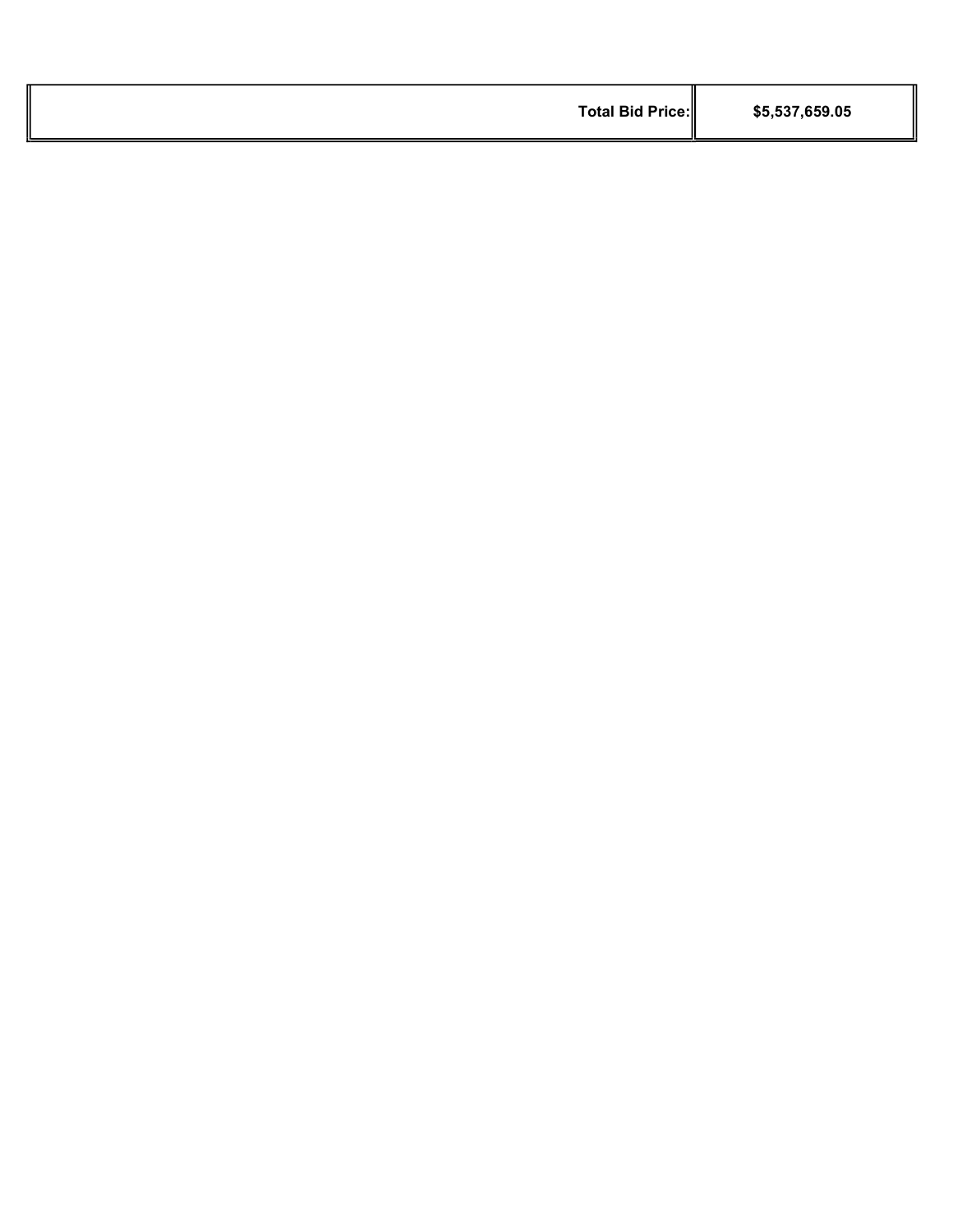| | |
|---|---|
| **Total Bid Price:** | **$5,537,659.05** |